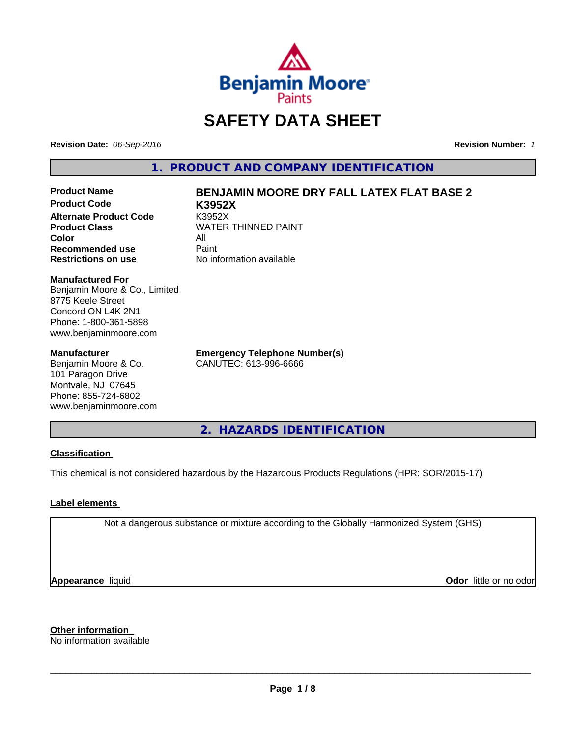# SAFETY DATA SHEET

**Revision Date:** *06-Sep-2016*

**Revision Number:** *1*

## 1. PRODUCT AND COMPANY IDENTIFICATION

| | |
|---|---|
| **Product Name** | **BENJAMIN MOORE DRY FALL LATEX FLAT BASE 2** |
| **Product Code** | **K3952X** |
| **Alternate Product Code** | K3952X |
| **Product Class** | WATER THINNED PAINT |
| **Color** | All |
| **Recommended use** | Paint |
| **Restrictions on use** | No information available |

**Manufactured For**
Benjamin Moore & Co., Limited
8775 Keele Street
Concord ON L4K 2N1
Phone: 1-800-361-5898
www.benjaminmoore.com

**Manufacturer**
Benjamin Moore & Co.
101 Paragon Drive
Montvale, NJ 07645
Phone: 855-724-6802
www.benjaminmoore.com

**Emergency Telephone Number(s)**
CANUTEC: 613-996-6666

## 2. HAZARDS IDENTIFICATION

**Classification**

This chemical is not considered hazardous by the Hazardous Products Regulations (HPR: SOR/2015-17)

**Label elements**

Not a dangerous substance or mixture according to the Globally Harmonized System (GHS)

**Appearance** liquid

**Odor** little or no odor

**Other information**
No information available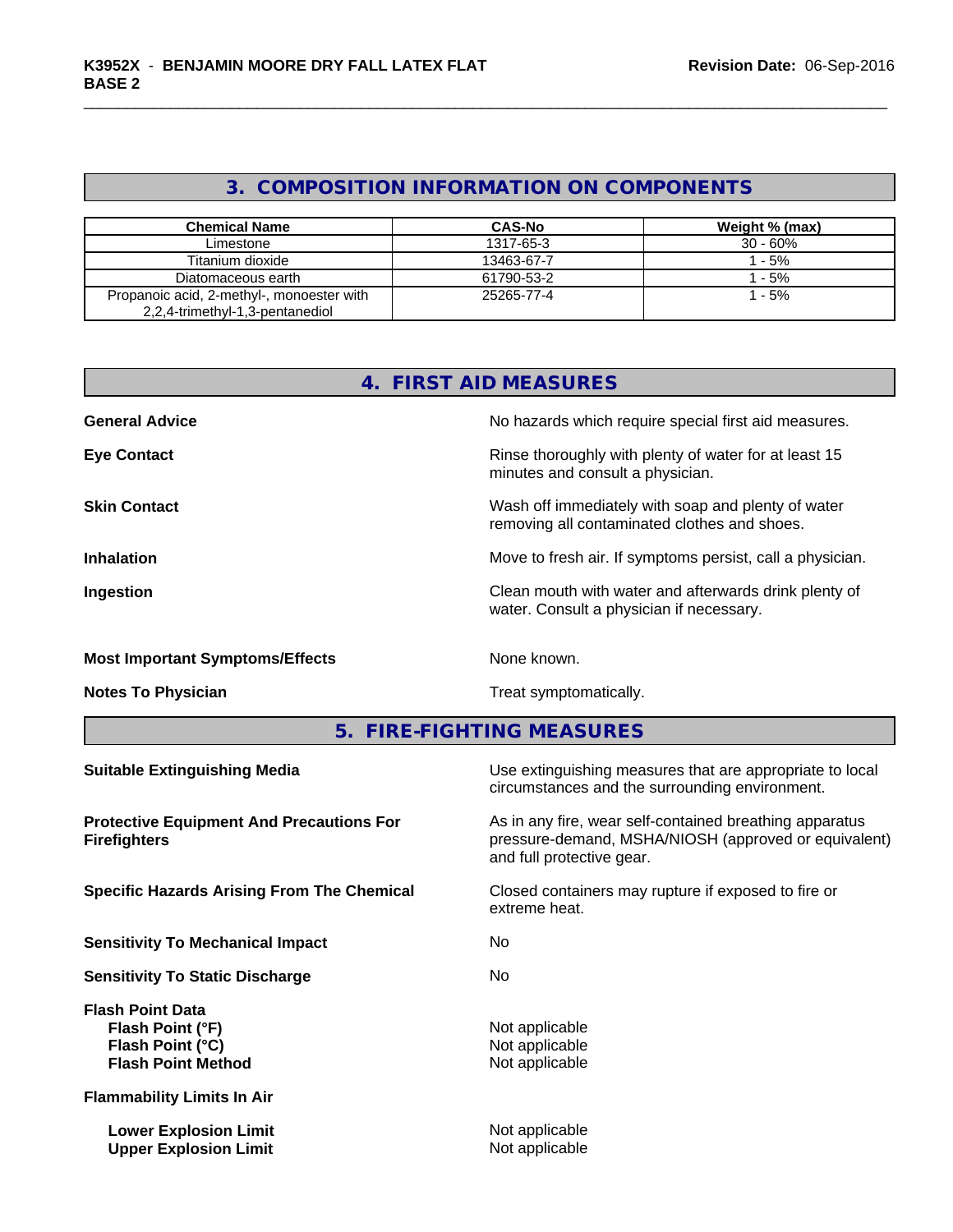## 3. COMPOSITION INFORMATION ON COMPONENTS

| Chemical Name | CAS-No | Weight % (max) |
|---|---|---|
| Limestone | 1317-65-3 | 30 - 60% |
| Titanium dioxide | 13463-67-7 | 1 - 5% |
| Diatomaceous earth | 61790-53-2 | 1 - 5% |
| Propanoic acid, 2-methyl-, monoester with 2,2,4-trimethyl-1,3-pentanediol | 25265-77-4 | 1 - 5% |

## 4. FIRST AID MEASURES

**General Advice** No hazards which require special first aid measures.

**Eye Contact** Rinse thoroughly with plenty of water for at least 15 minutes and consult a physician.

**Skin Contact** Wash off immediately with soap and plenty of water removing all contaminated clothes and shoes.

**Inhalation** Move to fresh air. If symptoms persist, call a physician.

**Ingestion** Clean mouth with water and afterwards drink plenty of water. Consult a physician if necessary.

**Most Important Symptoms/Effects** None known.

**Notes To Physician** Treat symptomatically.

## 5. FIRE-FIGHTING MEASURES

**Suitable Extinguishing Media** Use extinguishing measures that are appropriate to local circumstances and the surrounding environment.

**Protective Equipment And Precautions For Firefighters** As in any fire, wear self-contained breathing apparatus pressure-demand, MSHA/NIOSH (approved or equivalent) and full protective gear.

**Specific Hazards Arising From The Chemical** Closed containers may rupture if exposed to fire or extreme heat.

**Sensitivity To Mechanical Impact** No

**Sensitivity To Static Discharge** No

**Flash Point Data**
- **Flash Point (°F)** Not applicable
- **Flash Point (°C)** Not applicable
- **Flash Point Method** Not applicable

**Flammability Limits In Air**
- **Lower Explosion Limit** Not applicable
- **Upper Explosion Limit** Not applicable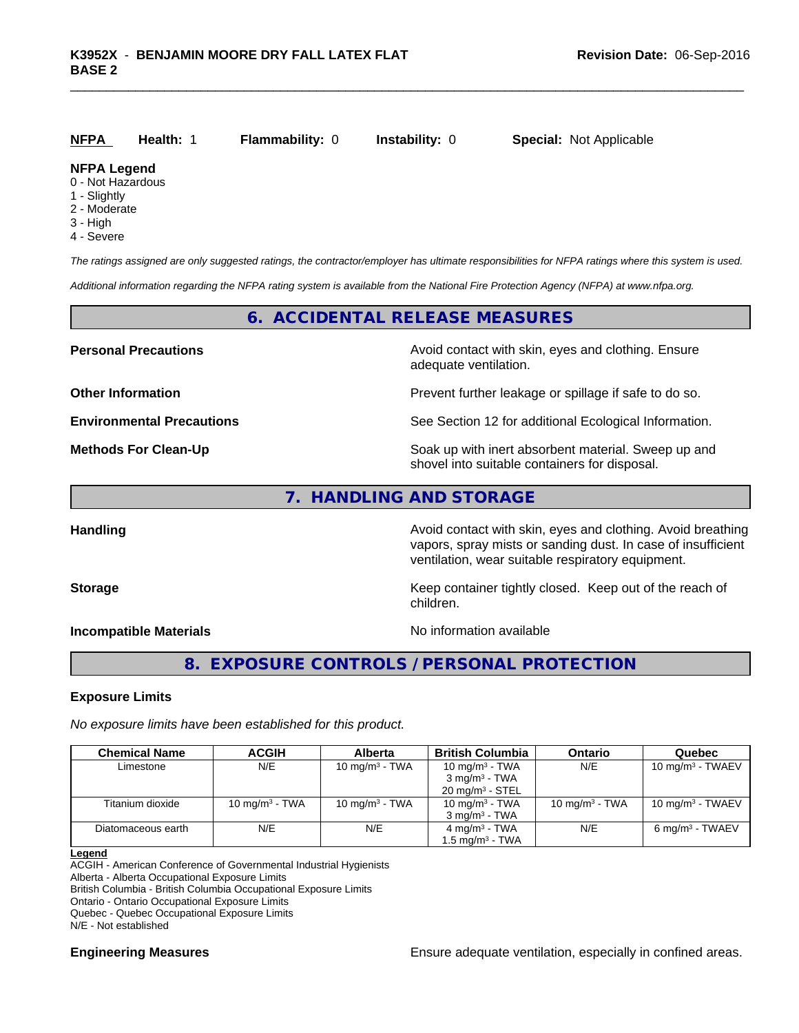**NFPA** **Health:** 1 **Flammability:** 0 **Instability:** 0 **Special:** Not Applicable

**NFPA Legend**
- 0 - Not Hazardous
- 1 - Slightly
- 2 - Moderate
- 3 - High
- 4 - Severe

*The ratings assigned are only suggested ratings, the contractor/employer has ultimate responsibilities for NFPA ratings where this system is used.*

*Additional information regarding the NFPA rating system is available from the National Fire Protection Agency (NFPA) at www.nfpa.org.*

## 6. ACCIDENTAL RELEASE MEASURES

**Personal Precautions** Avoid contact with skin, eyes and clothing. Ensure adequate ventilation.

**Other Information** Prevent further leakage or spillage if safe to do so.

**Environmental Precautions** See Section 12 for additional Ecological Information.

**Methods For Clean-Up** Soak up with inert absorbent material. Sweep up and shovel into suitable containers for disposal.

## 7. HANDLING AND STORAGE

**Handling** Avoid contact with skin, eyes and clothing. Avoid breathing vapors, spray mists or sanding dust. In case of insufficient ventilation, wear suitable respiratory equipment.

**Storage** Keep container tightly closed. Keep out of the reach of children.

**Incompatible Materials** No information available

## 8. EXPOSURE CONTROLS / PERSONAL PROTECTION

**Exposure Limits**

*No exposure limits have been established for this product.*

| Chemical Name | ACGIH | Alberta | British Columbia | Ontario | Quebec |
|---|---|---|---|---|---|
| Limestone | N/E | 10 mg/m³ - TWA | 10 mg/m³ - TWA<br>3 mg/m³ - TWA<br>20 mg/m³ - STEL | N/E | 10 mg/m³ - TWAEV |
| Titanium dioxide | 10 mg/m³ - TWA | 10 mg/m³ - TWA | 10 mg/m³ - TWA<br>3 mg/m³ - TWA | 10 mg/m³ - TWA | 10 mg/m³ - TWAEV |
| Diatomaceous earth | N/E | N/E | 4 mg/m³ - TWA<br>1.5 mg/m³ - TWA | N/E | 6 mg/m³ - TWAEV |

**Legend**
ACGIH - American Conference of Governmental Industrial Hygienists
Alberta - Alberta Occupational Exposure Limits
British Columbia - British Columbia Occupational Exposure Limits
Ontario - Ontario Occupational Exposure Limits
Quebec - Quebec Occupational Exposure Limits
N/E - Not established

**Engineering Measures** Ensure adequate ventilation, especially in confined areas.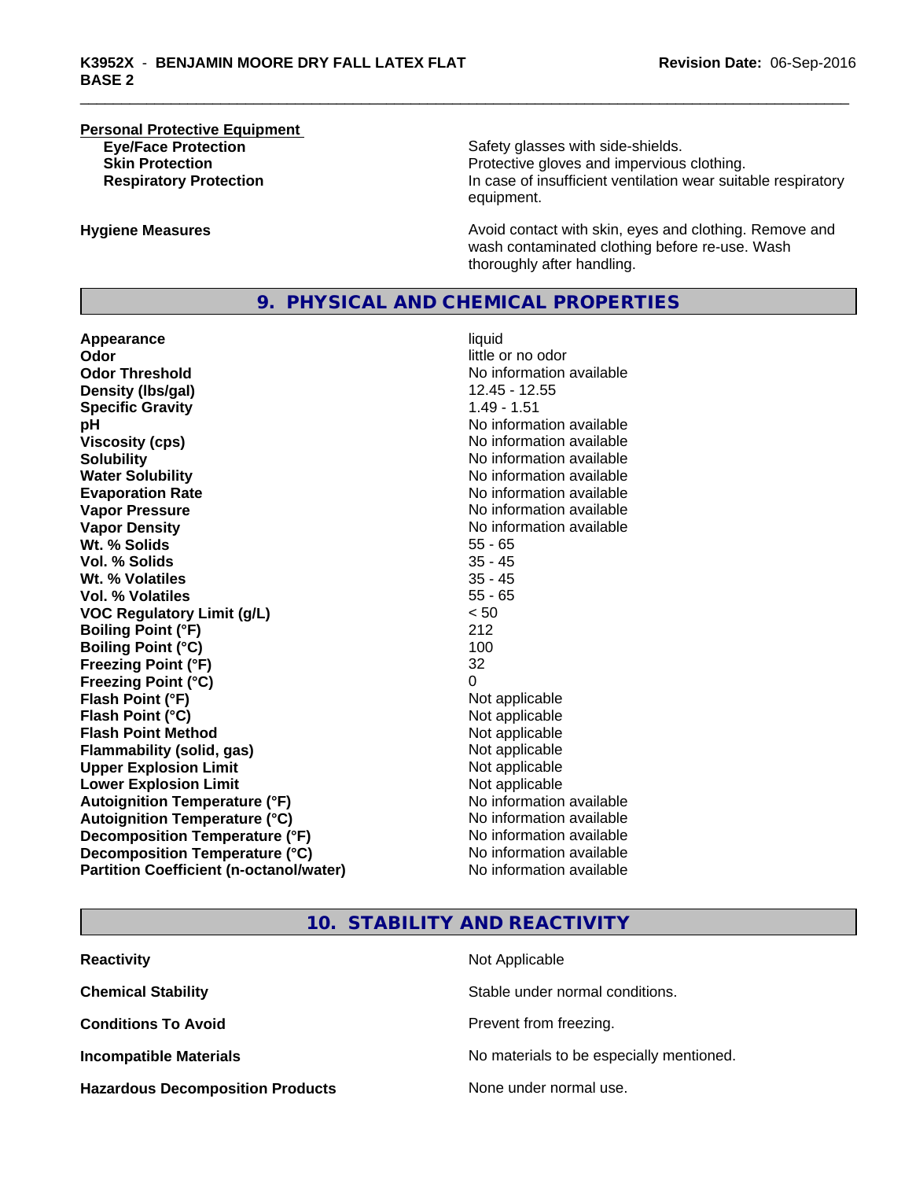**Personal Protective Equipment**

| | |
|---|---|
| **Eye/Face Protection** | Safety glasses with side-shields. |
| **Skin Protection** | Protective gloves and impervious clothing. |
| **Respiratory Protection** | In case of insufficient ventilation wear suitable respiratory equipment. |

| | |
|---|---|
| **Hygiene Measures** | Avoid contact with skin, eyes and clothing. Remove and wash contaminated clothing before re-use. Wash thoroughly after handling. |

## 9. PHYSICAL AND CHEMICAL PROPERTIES

| | |
|---|---|
| **Appearance** | liquid |
| **Odor** | little or no odor |
| **Odor Threshold** | No information available |
| **Density (lbs/gal)** | 12.45 - 12.55 |
| **Specific Gravity** | 1.49 - 1.51 |
| **pH** | No information available |
| **Viscosity (cps)** | No information available |
| **Solubility** | No information available |
| **Water Solubility** | No information available |
| **Evaporation Rate** | No information available |
| **Vapor Pressure** | No information available |
| **Vapor Density** | No information available |
| **Wt. % Solids** | 55 - 65 |
| **Vol. % Solids** | 35 - 45 |
| **Wt. % Volatiles** | 35 - 45 |
| **Vol. % Volatiles** | 55 - 65 |
| **VOC Regulatory Limit (g/L)** | < 50 |
| **Boiling Point (°F)** | 212 |
| **Boiling Point (°C)** | 100 |
| **Freezing Point (°F)** | 32 |
| **Freezing Point (°C)** | 0 |
| **Flash Point (°F)** | Not applicable |
| **Flash Point (°C)** | Not applicable |
| **Flash Point Method** | Not applicable |
| **Flammability (solid, gas)** | Not applicable |
| **Upper Explosion Limit** | Not applicable |
| **Lower Explosion Limit** | Not applicable |
| **Autoignition Temperature (°F)** | No information available |
| **Autoignition Temperature (°C)** | No information available |
| **Decomposition Temperature (°F)** | No information available |
| **Decomposition Temperature (°C)** | No information available |
| **Partition Coefficient (n-octanol/water)** | No information available |

## 10. STABILITY AND REACTIVITY

| | |
|---|---|
| **Reactivity** | Not Applicable |
| **Chemical Stability** | Stable under normal conditions. |
| **Conditions To Avoid** | Prevent from freezing. |
| **Incompatible Materials** | No materials to be especially mentioned. |
| **Hazardous Decomposition Products** | None under normal use. |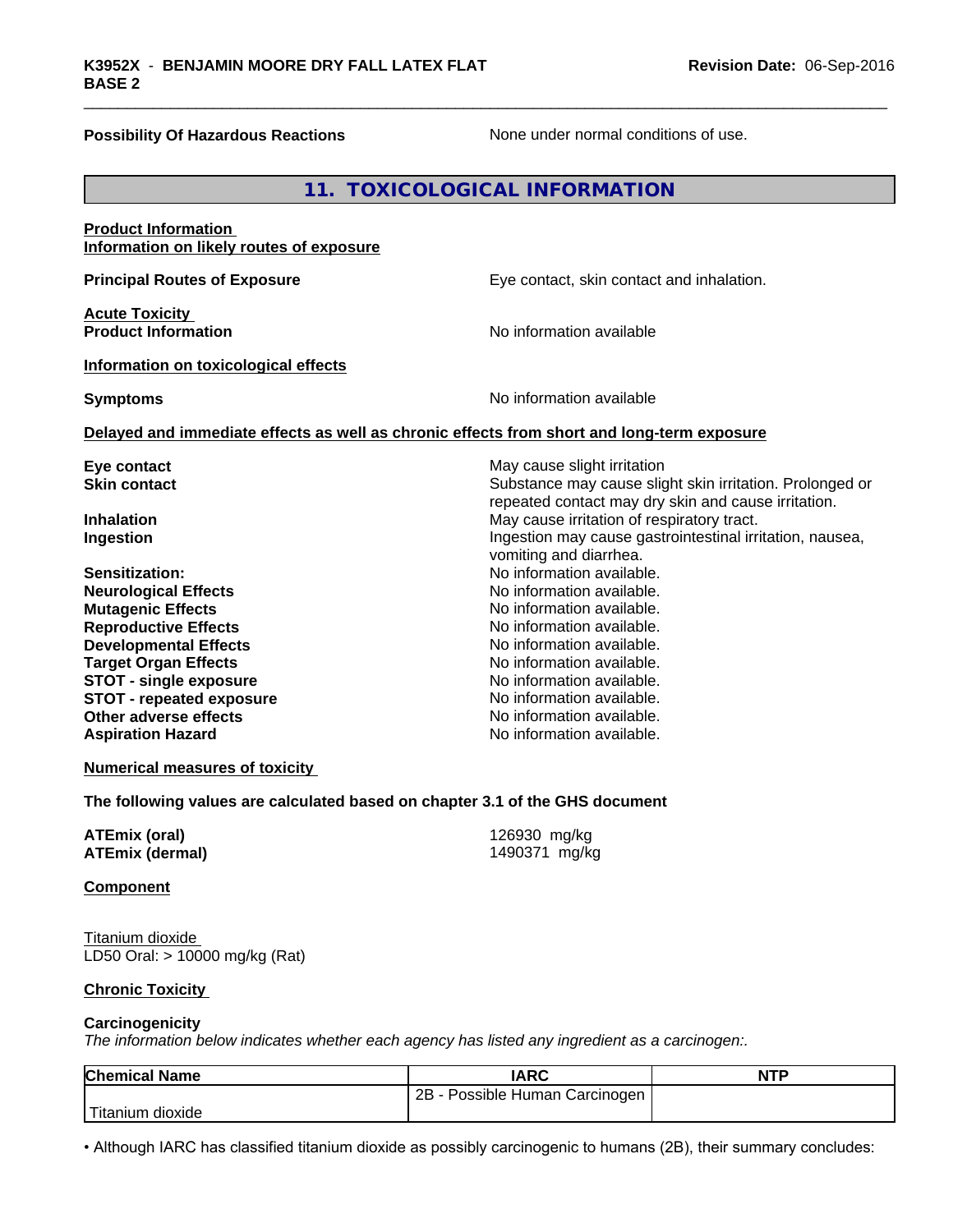**Possibility Of Hazardous Reactions** None under normal conditions of use.

## 11. TOXICOLOGICAL INFORMATION

**Product Information**
**Information on likely routes of exposure**

**Principal Routes of Exposure** Eye contact, skin contact and inhalation.

**Acute Toxicity**
**Product Information** No information available

**Information on toxicological effects**

**Symptoms** No information available

**Delayed and immediate effects as well as chronic effects from short and long-term exposure**

**Eye contact** May cause slight irritation
**Skin contact** Substance may cause slight skin irritation. Prolonged or repeated contact may dry skin and cause irritation.
**Inhalation** May cause irritation of respiratory tract.
**Ingestion** Ingestion may cause gastrointestinal irritation, nausea, vomiting and diarrhea.
**Sensitization:** No information available.
**Neurological Effects** No information available.
**Mutagenic Effects** No information available.
**Reproductive Effects** No information available.
**Developmental Effects** No information available.
**Target Organ Effects** No information available.
**STOT - single exposure** No information available.
**STOT - repeated exposure** No information available.
**Other adverse effects** No information available.
**Aspiration Hazard** No information available.

**Numerical measures of toxicity**

**The following values are calculated based on chapter 3.1 of the GHS document**

**ATEmix (oral)** 126930 mg/kg
**ATEmix (dermal)** 1490371 mg/kg

**Component**

Titanium dioxide
LD50 Oral: > 10000 mg/kg (Rat)

**Chronic Toxicity**

**Carcinogenicity**
*The information below indicates whether each agency has listed any ingredient as a carcinogen:.*

| Chemical Name | IARC | NTP |
| --- | --- | --- |
| Titanium dioxide | 2B - Possible Human Carcinogen | |

• Although IARC has classified titanium dioxide as possibly carcinogenic to humans (2B), their summary concludes: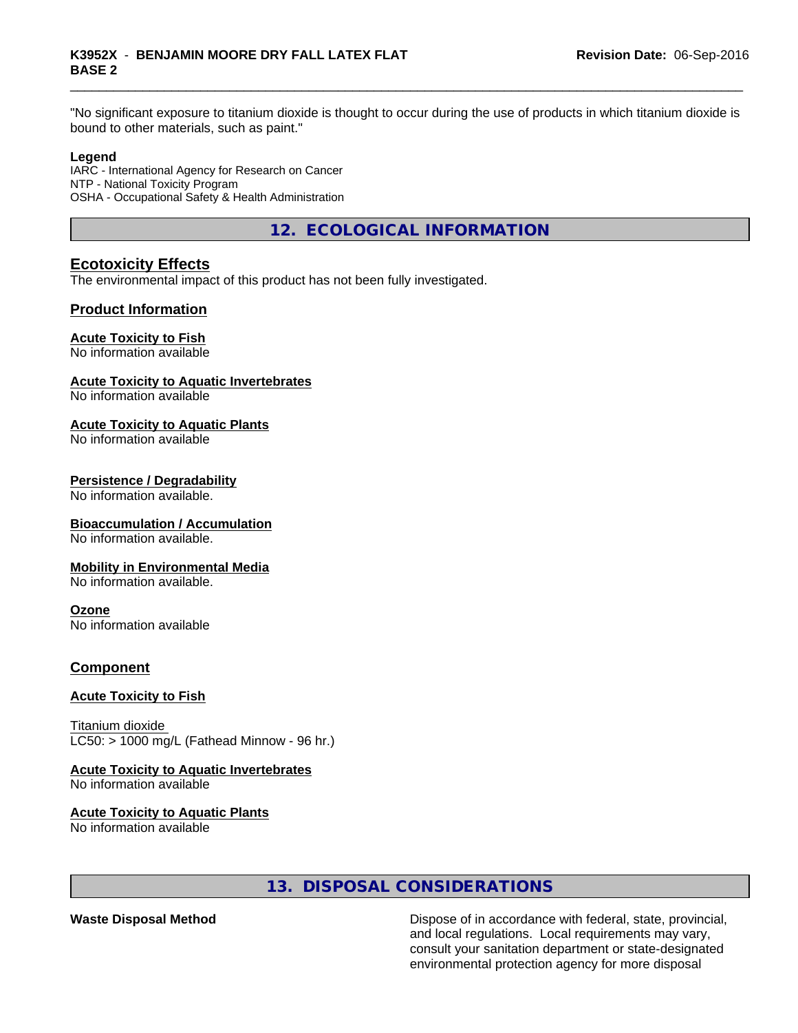"No significant exposure to titanium dioxide is thought to occur during the use of products in which titanium dioxide is bound to other materials, such as paint."

**Legend**
IARC - International Agency for Research on Cancer
NTP - National Toxicity Program
OSHA - Occupational Safety & Health Administration

## 12. ECOLOGICAL INFORMATION

### Ecotoxicity Effects

The environmental impact of this product has not been fully investigated.

### Product Information

**Acute Toxicity to Fish**
No information available

**Acute Toxicity to Aquatic Invertebrates**
No information available

**Acute Toxicity to Aquatic Plants**
No information available

**Persistence / Degradability**
No information available.

**Bioaccumulation / Accumulation**
No information available.

**Mobility in Environmental Media**
No information available.

**Ozone**
No information available

### Component

**Acute Toxicity to Fish**

Titanium dioxide
LC50: > 1000 mg/L (Fathead Minnow - 96 hr.)

**Acute Toxicity to Aquatic Invertebrates**
No information available

**Acute Toxicity to Aquatic Plants**
No information available

## 13. DISPOSAL CONSIDERATIONS

**Waste Disposal Method** Dispose of in accordance with federal, state, provincial, and local regulations. Local requirements may vary, consult your sanitation department or state-designated environmental protection agency for more disposal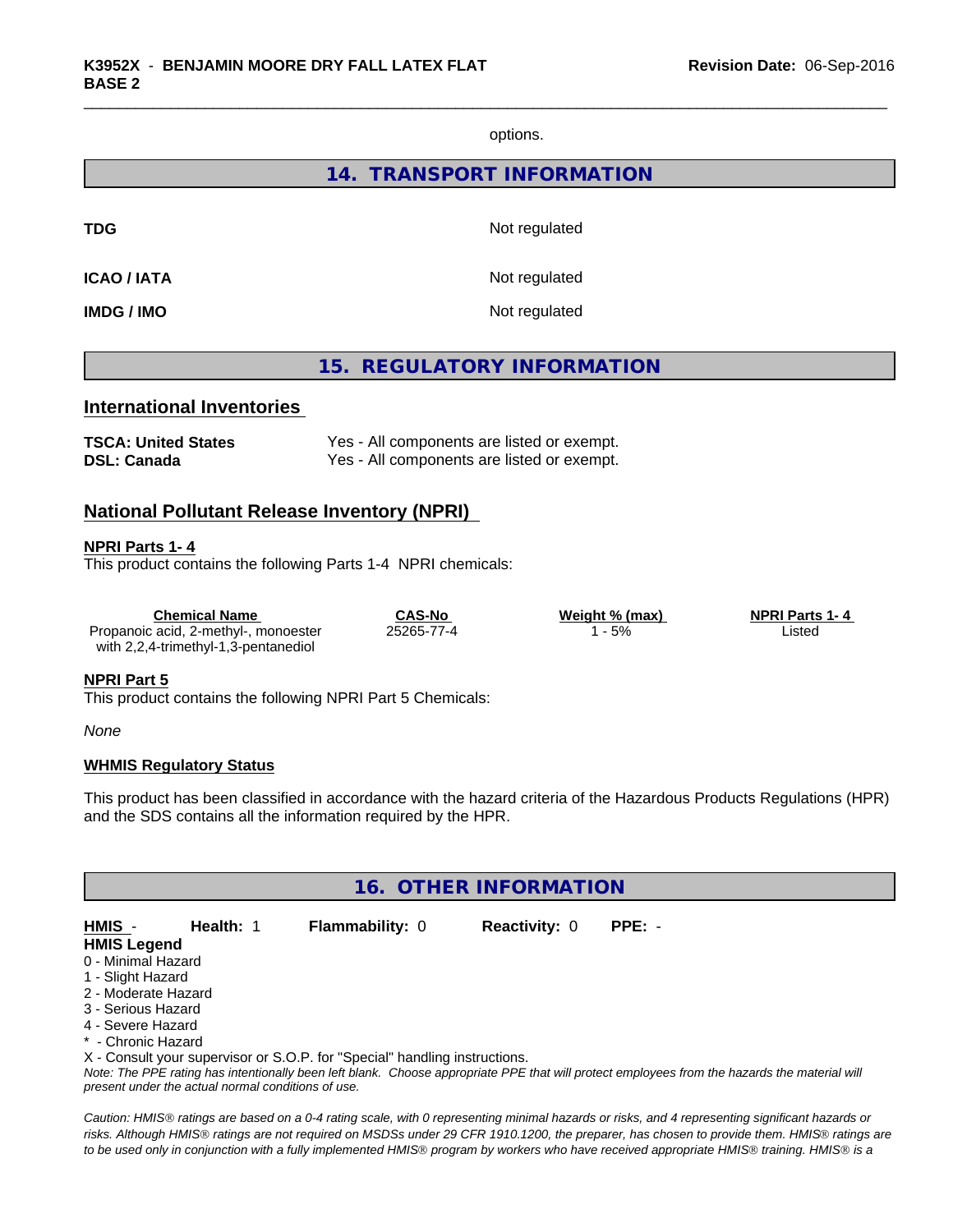options.

## 14. TRANSPORT INFORMATION

| | |
|---|---|
| **TDG** | Not regulated |
| **ICAO / IATA** | Not regulated |
| **IMDG / IMO** | Not regulated |

## 15. REGULATORY INFORMATION

### International Inventories

| | |
|---|---|
| **TSCA: United States** | Yes - All components are listed or exempt. |
| **DSL: Canada** | Yes - All components are listed or exempt. |

### National Pollutant Release Inventory (NPRI)

**NPRI Parts 1- 4**

This product contains the following Parts 1-4 NPRI chemicals:

| Chemical Name | CAS-No | Weight % (max) | NPRI Parts 1- 4 |
|---|---|---|---|
| Propanoic acid, 2-methyl-, monoester with 2,2,4-trimethyl-1,3-pentanediol | 25265-77-4 | 1 - 5% | Listed |

**NPRI Part 5**

This product contains the following NPRI Part 5 Chemicals:

*None*

**WHMIS Regulatory Status**

This product has been classified in accordance with the hazard criteria of the Hazardous Products Regulations (HPR) and the SDS contains all the information required by the HPR.

## 16. OTHER INFORMATION

**HMIS** - **Health:** 1 **Flammability:** 0 **Reactivity:** 0 **PPE:** -

**HMIS Legend**

0 - Minimal Hazard
1 - Slight Hazard
2 - Moderate Hazard
3 - Serious Hazard
4 - Severe Hazard
* - Chronic Hazard
X - Consult your supervisor or S.O.P. for "Special" handling instructions.

*Note: The PPE rating has intentionally been left blank. Choose appropriate PPE that will protect employees from the hazards the material will present under the actual normal conditions of use.*

*Caution: HMIS® ratings are based on a 0-4 rating scale, with 0 representing minimal hazards or risks, and 4 representing significant hazards or risks. Although HMIS® ratings are not required on MSDSs under 29 CFR 1910.1200, the preparer, has chosen to provide them. HMIS® ratings are to be used only in conjunction with a fully implemented HMIS® program by workers who have received appropriate HMIS® training. HMIS® is a*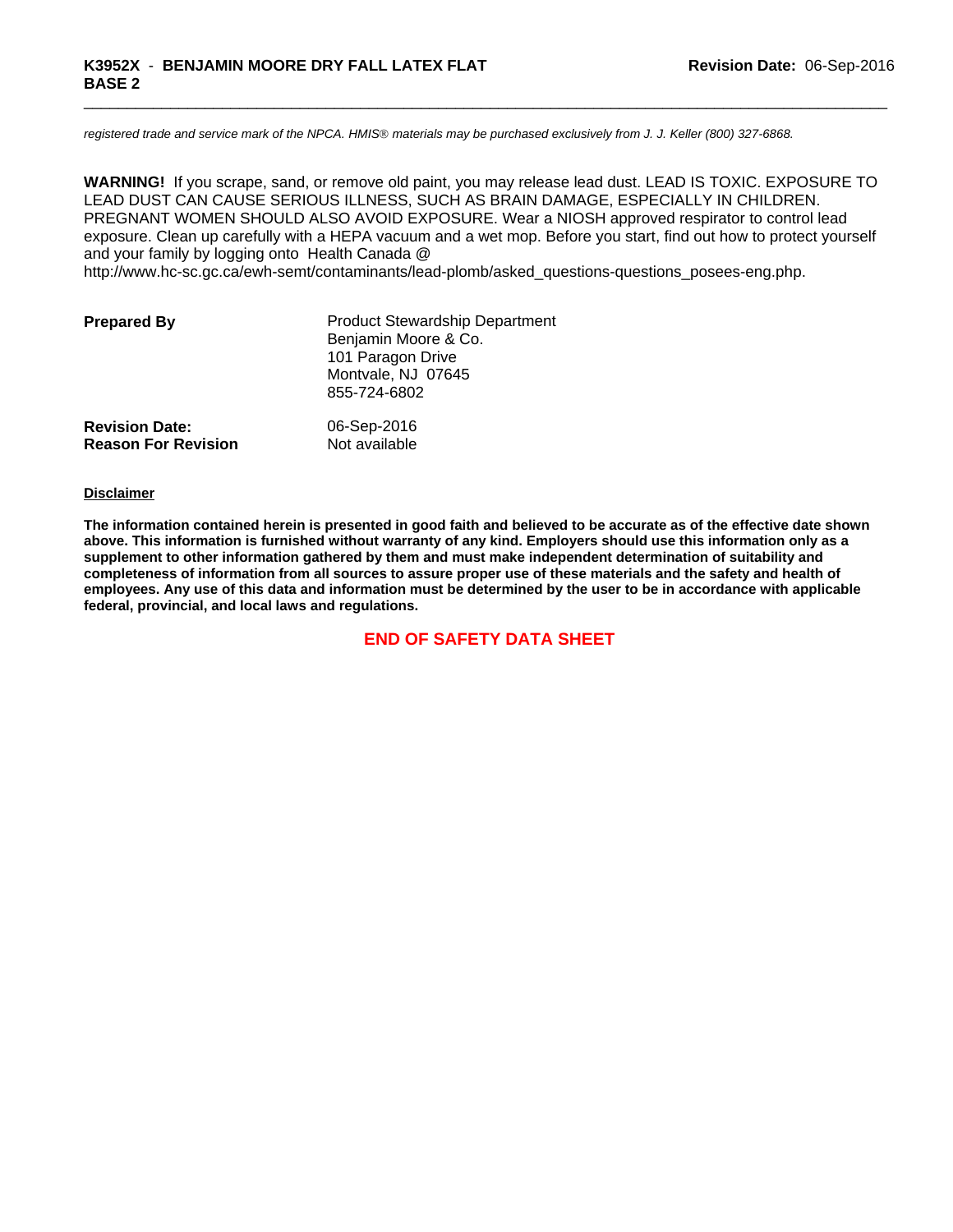*registered trade and service mark of the NPCA. HMIS® materials may be purchased exclusively from J. J. Keller (800) 327-6868.*

**WARNING!** If you scrape, sand, or remove old paint, you may release lead dust. LEAD IS TOXIC. EXPOSURE TO LEAD DUST CAN CAUSE SERIOUS ILLNESS, SUCH AS BRAIN DAMAGE, ESPECIALLY IN CHILDREN. PREGNANT WOMEN SHOULD ALSO AVOID EXPOSURE. Wear a NIOSH approved respirator to control lead exposure. Clean up carefully with a HEPA vacuum and a wet mop. Before you start, find out how to protect yourself and your family by logging onto Health Canada @ http://www.hc-sc.gc.ca/ewh-semt/contaminants/lead-plomb/asked_questions-questions_posees-eng.php.

| | |
|---|---|
| **Prepared By** | Product Stewardship Department<br>Benjamin Moore & Co.<br>101 Paragon Drive<br>Montvale, NJ 07645<br>855-724-6802 |
| **Revision Date:** | 06-Sep-2016 |
| **Reason For Revision** | Not available |

**Disclaimer**

**The information contained herein is presented in good faith and believed to be accurate as of the effective date shown above. This information is furnished without warranty of any kind. Employers should use this information only as a supplement to other information gathered by them and must make independent determination of suitability and completeness of information from all sources to assure proper use of these materials and the safety and health of employees. Any use of this data and information must be determined by the user to be in accordance with applicable federal, provincial, and local laws and regulations.**

**END OF SAFETY DATA SHEET**